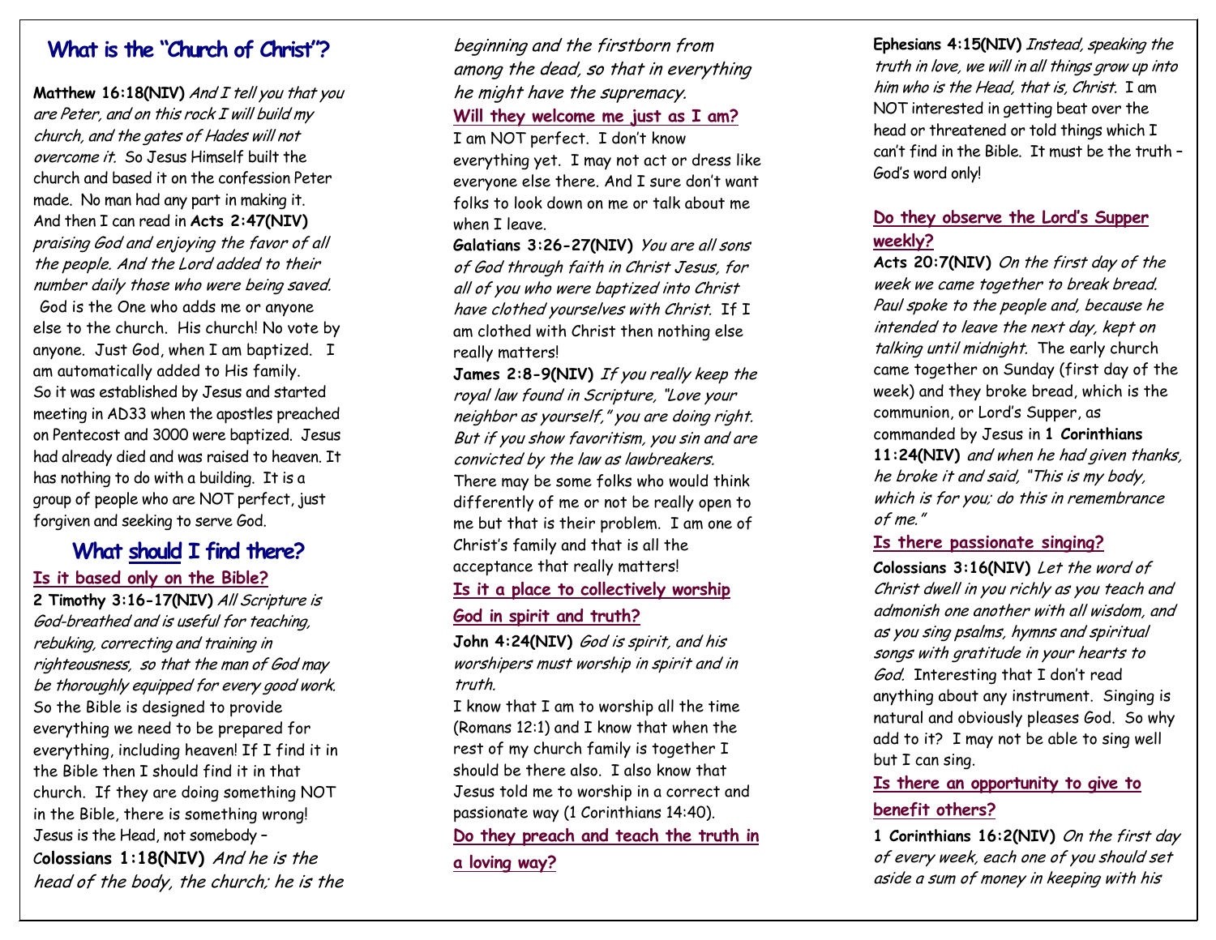## What is the "Church of Christ"?

**Matthew 16:18(NIV)** *And I tell you that you are Peter, and on this rock I will build my church, and the gates of Hades will not overcome it.* So Jesus Himself built the church and based it on the confession Peter made. No man had any part in making it. And then I can read in **Acts 2:47(NIV)** *praising God and enjoying the favor of all the people. And the Lord added to their number daily those who were being saved.* God is the One who adds me or anyone else to the church. His church! No vote by anyone. Just God, when I am baptized. I am automatically added to His family. So it was established by Jesus and started meeting in AD33 when the apostles preached on Pentecost and 3000 were baptized. Jesus had already died and was raised to heaven. It has nothing to do with a building. It is a group of people who are NOT perfect, just forgiven and seeking to serve God.

## What should I find there?

### Is it based only on the Bible?

**2 Timothy 3:16-17(NIV)** *All Scripture is God-breathed and is useful for teaching, rebuking, correcting and training in righteousness, so that the man of God may be thoroughly equipped for every good work.* So the Bible is designed to provide everything we need to be prepared for everything, including heaven! If I find it in the Bible then I should find it in that church. If they are doing something NOT in the Bible, there is something wrong! Jesus is the Head, not somebody – **Colossians 1:18(NIV)** *And he is the head of the body, the church; he is the beginning and the firstborn from among the dead, so that in everything he might have the supremacy.*

### Will they welcome me just as I am?

I am NOT perfect. I don't know everything yet. I may not act or dress like everyone else there. And I sure don't want folks to look down on me or talk about me when I leave.

**Galatians 3:26-27(NIV)** *You are all sons of God through faith in Christ Jesus, for all of you who were baptized into Christ have clothed yourselves with Christ.* If I am clothed with Christ then nothing else really matters!

**James 2:8-9(NIV)** *If you really keep the royal law found in Scripture, "Love your neighbor as yourself," you are doing right. But if you show favoritism, you sin and are convicted by the law as lawbreakers.* There may be some folks who would think differently of me or not be really open to me but that is their problem. I am one of Christ's family and that is all the acceptance that really matters!

### Is it a place to collectively worship God in spirit and truth?

**John 4:24(NIV)** *God is spirit, and his worshipers must worship in spirit and in truth.*

I know that I am to worship all the time (Romans 12:1) and I know that when the rest of my church family is together I should be there also. I also know that Jesus told me to worship in a correct and passionate way (1 Corinthians 14:40).

### Do they preach and teach the truth in a loving way?

**Ephesians 4:15(NIV)** *Instead, speaking the truth in love, we will in all things grow up into him who is the Head, that is, Christ.* I am NOT interested in getting beat over the head or threatened or told things which I can't find in the Bible. It must be the truth – God's word only!

### Do they observe the Lord's Supper weekly?

**Acts 20:7(NIV)** *On the first day of the week we came together to break bread. Paul spoke to the people and, because he intended to leave the next day, kept on talking until midnight.* The early church came together on Sunday (first day of the week) and they broke bread, which is the communion, or Lord's Supper, as commanded by Jesus in **1 Corinthians 11:24(NIV)** *and when he had given thanks, he broke it and said, "This is my body, which is for you; do this in remembrance of me."*

### Is there passionate singing?

**Colossians 3:16(NIV)** *Let the word of Christ dwell in you richly as you teach and admonish one another with all wisdom, and as you sing psalms, hymns and spiritual songs with gratitude in your hearts to God.* Interesting that I don't read anything about any instrument. Singing is natural and obviously pleases God. So why add to it? I may not be able to sing well but I can sing.

### Is there an opportunity to give to benefit others?

**1 Corinthians 16:2(NIV)** *On the first day of every week, each one of you should set aside a sum of money in keeping with his*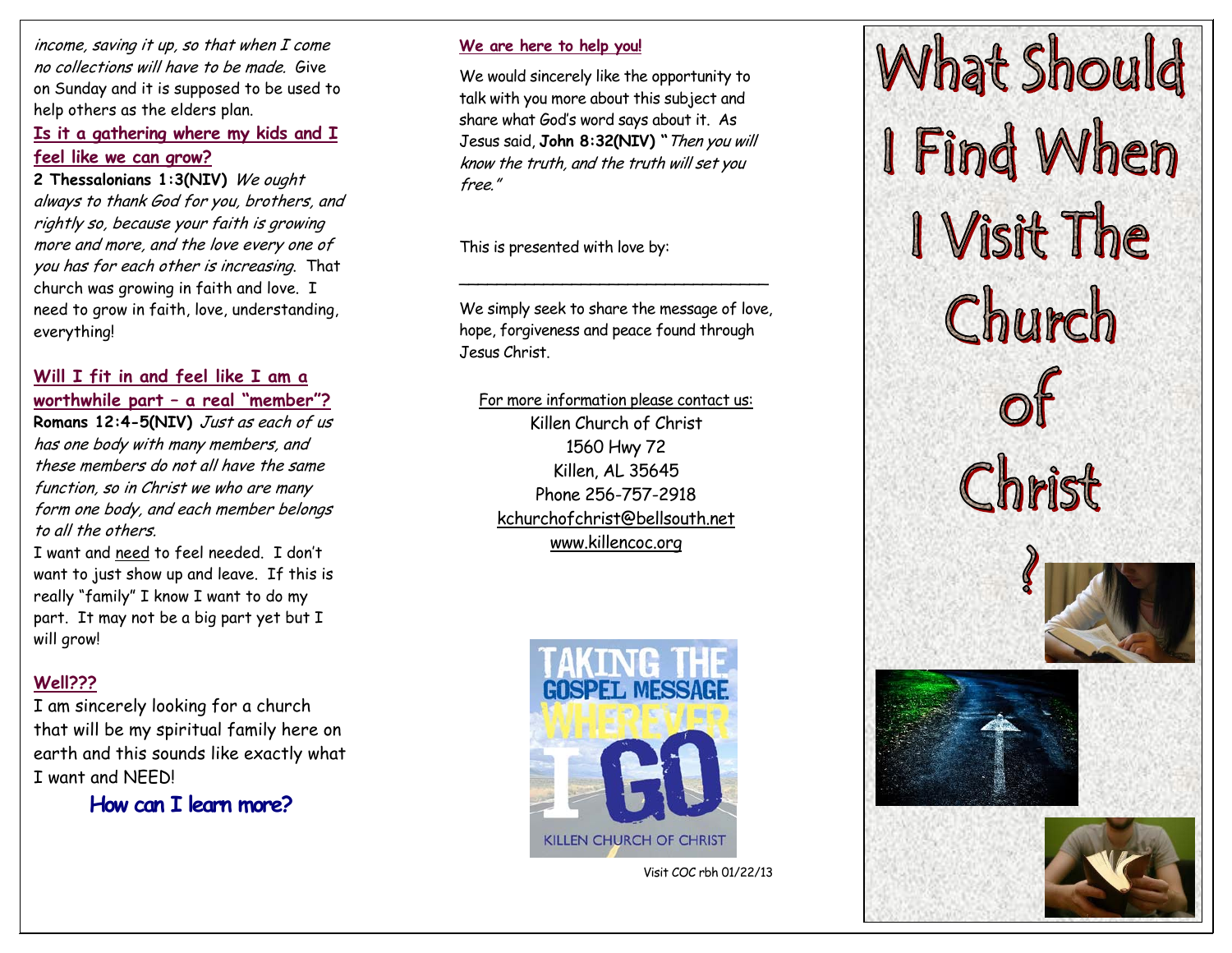*income, saving it up, so that when I come no collections will have to be made.* Give on Sunday and it is supposed to be used to help others as the elders plan.

### Is it a gathering where my kids and I feel like we can grow?

**2 Thessalonians 1:3(NIV)** *We ought always to thank God for you, brothers, and rightly so, because your faith is growing more and more, and the love every one of you has for each other is increasing.* That church was growing in faith and love. I need to grow in faith, love, understanding, everything!

### Will I fit in and feel like I am a worthwhile part – a real "member"?

**Romans 12:4-5(NIV)** *Just as each of us has one body with many members, and these members do not all have the same function, so in Christ we who are many form one body, and each member belongs to all the others.*

I want and need to feel needed. I don't want to just show up and leave. If this is really "family" I know I want to do my part. It may not be a big part yet but I will grow!

### Well???

I am sincerely looking for a church that will be my spiritual family here on earth and this sounds like exactly what I want and NEED!

**How can I learn more?**

### We are here to help you!

We would sincerely like the opportunity to talk with you more about this subject and share what God's word says about it. As Jesus said, **John 8:32(NIV)** "*Then you will know the truth, and the truth will set you free.*"

This is presented with love by:

\_\_\_\_\_\_\_\_\_\_\_\_\_\_\_\_\_\_\_\_\_\_\_\_\_\_\_\_\_\_\_\_\_\_

We simply seek to share the message of love, hope, forgiveness and peace found through Jesus Christ.

For more information please contact us:

Killen Church of Christ
1560 Hwy 72
Killen, AL 35645
Phone 256-757-2918
kchurchofchrist@bellsouth.net
www.killencoc.org

TAKING THE GOSPEL MESSAGE WHEREVER I GO
KILLEN CHURCH OF CHRIST

Visit COC rbh 01/22/13

# What Should I Find When I Visit The Church of Christ ?